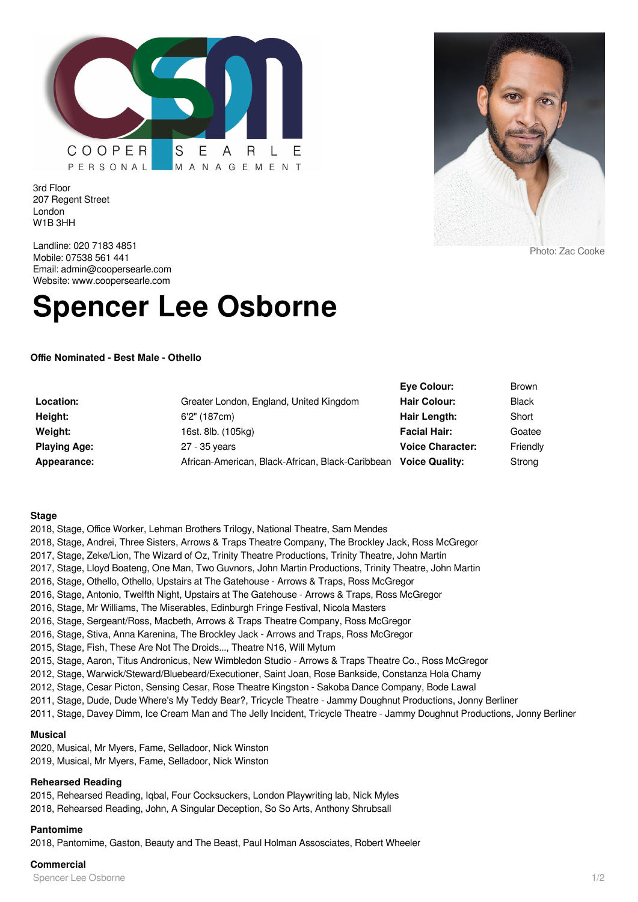COOPER SEARLE
PERSONAL MANAGEMENT

3rd Floor
207 Regent Street
London
W1B 3HH

Landline: 020 7183 4851
Mobile: 07538 561 441
Email: admin@coopersearle.com
Website: www.coopersearle.com

Photo: Zac Cooke

# Spencer Lee Osborne

**Offie Nominated - Best Male - Othello**

| | | | |
|---|---|---|---|
| | | **Eye Colour:** | Brown |
| **Location:** | Greater London, England, United Kingdom | **Hair Colour:** | Black |
| **Height:** | 6'2" (187cm) | **Hair Length:** | Short |
| **Weight:** | 16st. 8lb. (105kg) | **Facial Hair:** | Goatee |
| **Playing Age:** | 27 - 35 years | **Voice Character:** | Friendly |
| **Appearance:** | African-American, Black-African, Black-Caribbean | **Voice Quality:** | Strong |

### Stage

2018, Stage, Office Worker, Lehman Brothers Trilogy, National Theatre, Sam Mendes
2018, Stage, Andrei, Three Sisters, Arrows & Traps Theatre Company, The Brockley Jack, Ross McGregor
2017, Stage, Zeke/Lion, The Wizard of Oz, Trinity Theatre Productions, Trinity Theatre, John Martin
2017, Stage, Lloyd Boateng, One Man, Two Guvnors, John Martin Productions, Trinity Theatre, John Martin
2016, Stage, Othello, Othello, Upstairs at The Gatehouse - Arrows & Traps, Ross McGregor
2016, Stage, Antonio, Twelfth Night, Upstairs at The Gatehouse - Arrows & Traps, Ross McGregor
2016, Stage, Mr Williams, The Miserables, Edinburgh Fringe Festival, Nicola Masters
2016, Stage, Sergeant/Ross, Macbeth, Arrows & Traps Theatre Company, Ross McGregor
2016, Stage, Stiva, Anna Karenina, The Brockley Jack - Arrows and Traps, Ross McGregor
2015, Stage, Fish, These Are Not The Droids..., Theatre N16, Will Mytum
2015, Stage, Aaron, Titus Andronicus, New Wimbledon Studio - Arrows & Traps Theatre Co., Ross McGregor
2012, Stage, Warwick/Steward/Bluebeard/Executioner, Saint Joan, Rose Bankside, Constanza Hola Chamy
2012, Stage, Cesar Picton, Sensing Cesar, Rose Theatre Kingston - Sakoba Dance Company, Bode Lawal
2011, Stage, Dude, Dude Where's My Teddy Bear?, Tricycle Theatre - Jammy Doughnut Productions, Jonny Berliner
2011, Stage, Davey Dimm, Ice Cream Man and The Jelly Incident, Tricycle Theatre - Jammy Doughnut Productions, Jonny Berliner

### Musical

2020, Musical, Mr Myers, Fame, Selladoor, Nick Winston
2019, Musical, Mr Myers, Fame, Selladoor, Nick Winston

### Rehearsed Reading

2015, Rehearsed Reading, Iqbal, Four Cocksuckers, London Playwriting lab, Nick Myles
2018, Rehearsed Reading, John, A Singular Deception, So So Arts, Anthony Shrubsall

### Pantomime

2018, Pantomime, Gaston, Beauty and The Beast, Paul Holman Assosciates, Robert Wheeler

### Commercial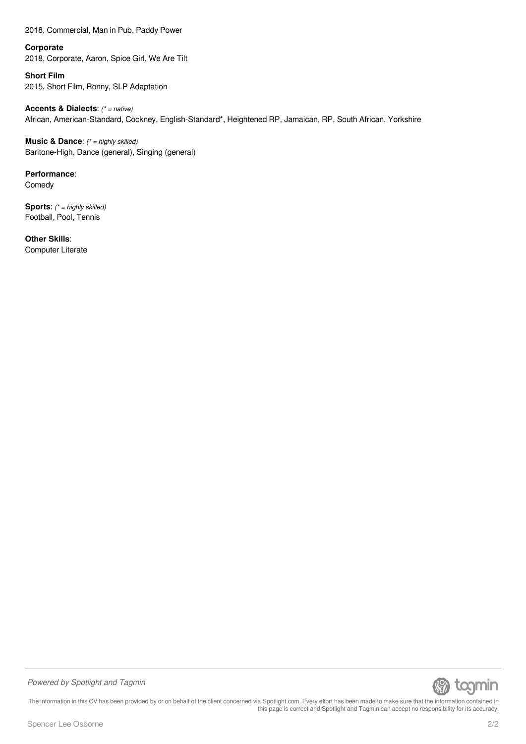2018, Commercial, Man in Pub, Paddy Power

**Corporate**
2018, Corporate, Aaron, Spice Girl, We Are Tilt

**Short Film**
2015, Short Film, Ronny, SLP Adaptation

**Accents & Dialects**: *(* = native)*
African, American-Standard, Cockney, English-Standard*, Heightened RP, Jamaican, RP, South African, Yorkshire

**Music & Dance**: *(* = highly skilled)*
Baritone-High, Dance (general), Singing (general)

**Performance**:
Comedy

**Sports**: *(* = highly skilled)*
Football, Pool, Tennis

**Other Skills**:
Computer Literate

*Powered by Spotlight and Tagmin*

The information in this CV has been provided by or on behalf of the client concerned via Spotlight.com. Every effort has been made to make sure that the information contained in this page is correct and Spotlight and Tagmin can accept no responsibility for its accuracy.